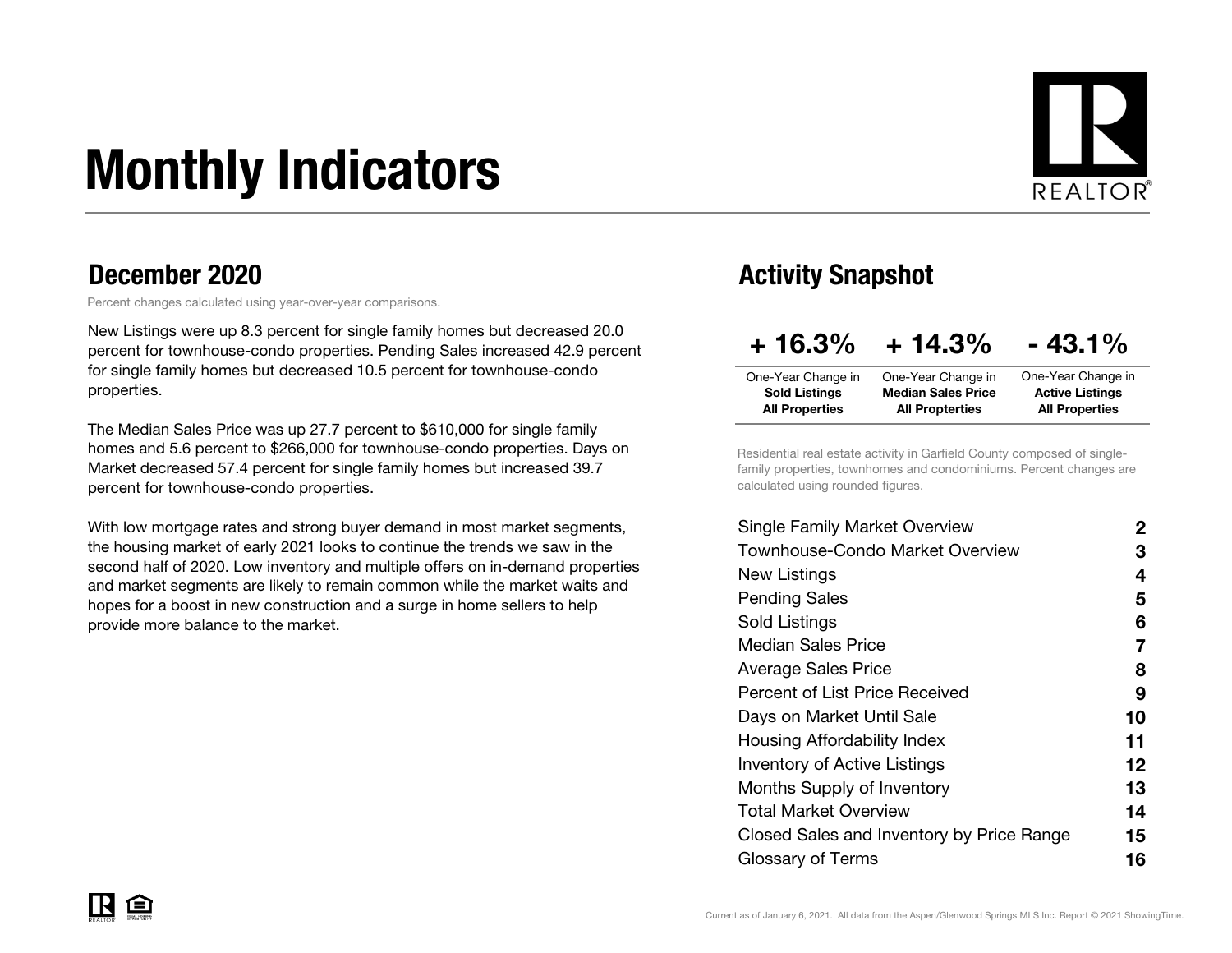# Monthly Indicators

## December 2020

Percent changes calculated using year-over-year comparisons.

New Listings were up 8.3 percent for single family homes but decreased 20.0 percent for townhouse-condo properties. Pending Sales increased 42.9 percent for single family homes but decreased 10.5 percent for townhouse-condo properties.

The Median Sales Price was up 27.7 percent to $610,000 for single family homes and 5.6 percent to $266,000 for townhouse-condo properties. Days on Market decreased 57.4 percent for single family homes but increased 39.7 percent for townhouse-condo properties.

With low mortgage rates and strong buyer demand in most market segments, the housing market of early 2021 looks to continue the trends we saw in the second half of 2020. Low inventory and multiple offers on in-demand properties and market segments are likely to remain common while the market waits and hopes for a boost in new construction and a surge in home sellers to help provide more balance to the market.

## Activity Snapshot

| + 16.3% | + 14.3% | - 43.1% |
|---|---|---|
| One-Year Change in **Sold Listings All Properties** | One-Year Change in **Median Sales Price All Properties** | One-Year Change in **Active Listings All Properties** |

Residential real estate activity in Garfield County composed of single-family properties, townhomes and condominiums. Percent changes are calculated using rounded figures.

| | |
|---|---|
| Single Family Market Overview | 2 |
| Townhouse-Condo Market Overview | 3 |
| New Listings | 4 |
| Pending Sales | 5 |
| Sold Listings | 6 |
| Median Sales Price | 7 |
| Average Sales Price | 8 |
| Percent of List Price Received | 9 |
| Days on Market Until Sale | 10 |
| Housing Affordability Index | 11 |
| Inventory of Active Listings | 12 |
| Months Supply of Inventory | 13 |
| Total Market Overview | 14 |
| Closed Sales and Inventory by Price Range | 15 |
| Glossary of Terms | 16 |

Current as of January 6, 2021. All data from the Aspen/Glenwood Springs MLS Inc. Report © 2021 ShowingTime.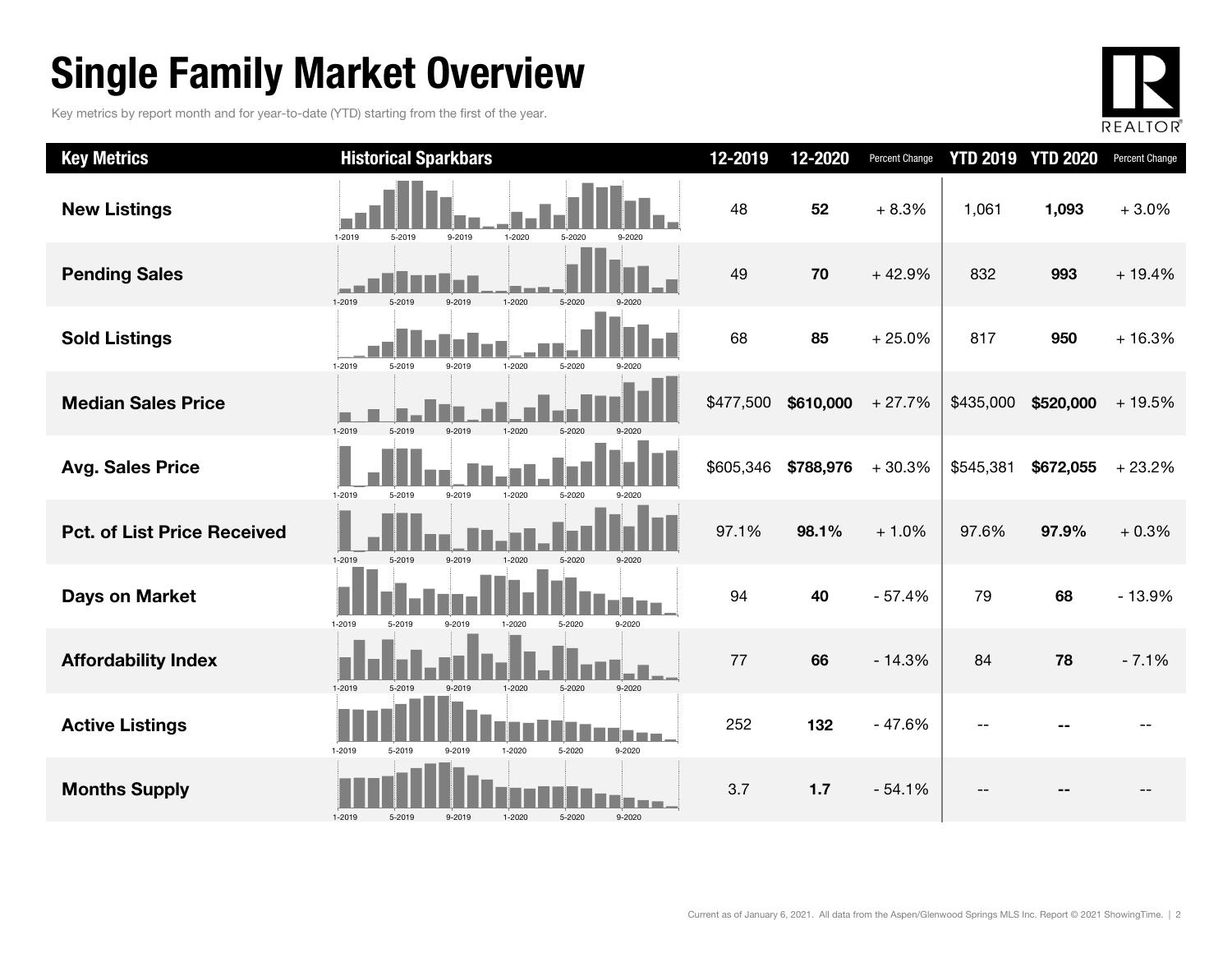# Single Family Market Overview

Key metrics by report month and for year-to-date (YTD) starting from the first of the year.

| Key Metrics | Historical Sparkbars | 12-2019 | 12-2020 | Percent Change | YTD 2019 | YTD 2020 | Percent Change |
|---|---|---|---|---|---|---|---|
| **New Listings** | 1-2019 5-2019 9-2019 1-2020 5-2020 9-2020 | 48 | **52** | + 8.3% | 1,061 | **1,093** | + 3.0% |
| **Pending Sales** | 1-2019 5-2019 9-2019 1-2020 5-2020 9-2020 | 49 | **70** | + 42.9% | 832 | **993** | + 19.4% |
| **Sold Listings** | 1-2019 5-2019 9-2019 1-2020 5-2020 9-2020 | 68 | **85** | + 25.0% | 817 | **950** | + 16.3% |
| **Median Sales Price** | 1-2019 5-2019 9-2019 1-2020 5-2020 9-2020 | $477,500 | **$610,000** | + 27.7% | $435,000 | **$520,000** | + 19.5% |
| **Avg. Sales Price** | 1-2019 5-2019 9-2019 1-2020 5-2020 9-2020 | $605,346 | **$788,976** | + 30.3% | $545,381 | **$672,055** | + 23.2% |
| **Pct. of List Price Received** | 1-2019 5-2019 9-2019 1-2020 5-2020 9-2020 | 97.1% | **98.1%** | + 1.0% | 97.6% | **97.9%** | + 0.3% |
| **Days on Market** | 1-2019 5-2019 9-2019 1-2020 5-2020 9-2020 | 94 | **40** | - 57.4% | 79 | **68** | - 13.9% |
| **Affordability Index** | 1-2019 5-2019 9-2019 1-2020 5-2020 9-2020 | 77 | **66** | - 14.3% | 84 | **78** | - 7.1% |
| **Active Listings** | 1-2019 5-2019 9-2019 1-2020 5-2020 9-2020 | 252 | **132** | - 47.6% | -- | **--** | -- |
| **Months Supply** | 1-2019 5-2019 9-2019 1-2020 5-2020 9-2020 | 3.7 | **1.7** | - 54.1% | -- | **--** | -- |

Current as of January 6, 2021. All data from the Aspen/Glenwood Springs MLS Inc. Report © 2021 ShowingTime.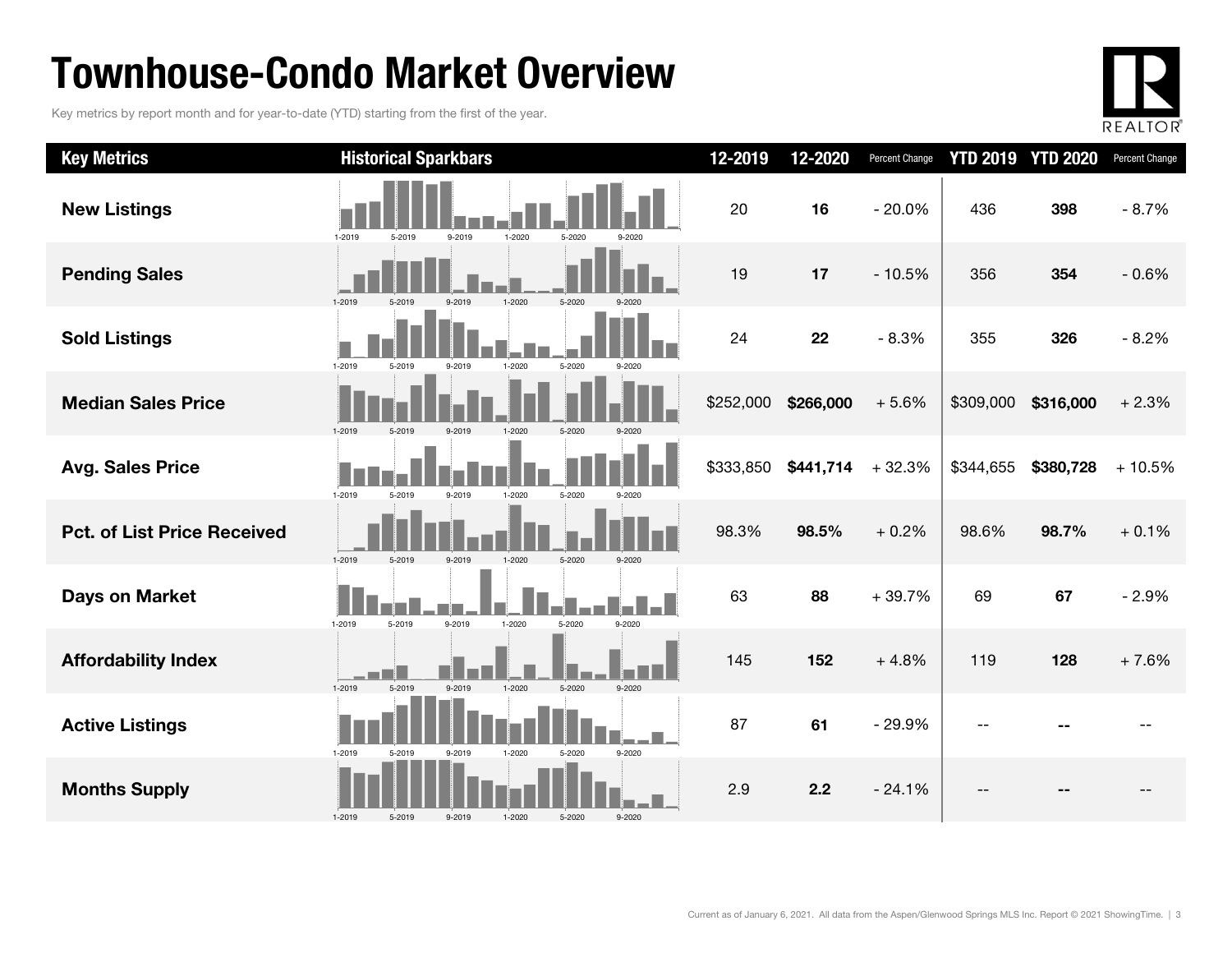# Townhouse-Condo Market Overview

Key metrics by report month and for year-to-date (YTD) starting from the first of the year.

| Key Metrics | Historical Sparkbars | 12-2019 | 12-2020 | Percent Change | YTD 2019 | YTD 2020 | Percent Change |
|---|---|---|---|---|---|---|---|
| **New Listings** | 1-2019 5-2019 9-2019 1-2020 5-2020 9-2020 | 20 | **16** | - 20.0% | 436 | **398** | - 8.7% |
| **Pending Sales** | 1-2019 5-2019 9-2019 1-2020 5-2020 9-2020 | 19 | **17** | - 10.5% | 356 | **354** | - 0.6% |
| **Sold Listings** | 1-2019 5-2019 9-2019 1-2020 5-2020 9-2020 | 24 | **22** | - 8.3% | 355 | **326** | - 8.2% |
| **Median Sales Price** | 1-2019 5-2019 9-2019 1-2020 5-2020 9-2020 | $252,000 | **$266,000** | + 5.6% | $309,000 | **$316,000** | + 2.3% |
| **Avg. Sales Price** | 1-2019 5-2019 9-2019 1-2020 5-2020 9-2020 | $333,850 | **$441,714** | + 32.3% | $344,655 | **$380,728** | + 10.5% |
| **Pct. of List Price Received** | 1-2019 5-2019 9-2019 1-2020 5-2020 9-2020 | 98.3% | **98.5%** | + 0.2% | 98.6% | **98.7%** | + 0.1% |
| **Days on Market** | 1-2019 5-2019 9-2019 1-2020 5-2020 9-2020 | 63 | **88** | + 39.7% | 69 | **67** | - 2.9% |
| **Affordability Index** | 1-2019 5-2019 9-2019 1-2020 5-2020 9-2020 | 145 | **152** | + 4.8% | 119 | **128** | + 7.6% |
| **Active Listings** | 1-2019 5-2019 9-2019 1-2020 5-2020 9-2020 | 87 | **61** | - 29.9% | -- | **--** | -- |
| **Months Supply** | 1-2019 5-2019 9-2019 1-2020 5-2020 9-2020 | 2.9 | **2.2** | - 24.1% | -- | **--** | -- |

Current as of January 6, 2021. All data from the Aspen/Glenwood Springs MLS Inc. Report © 2021 ShowingTime.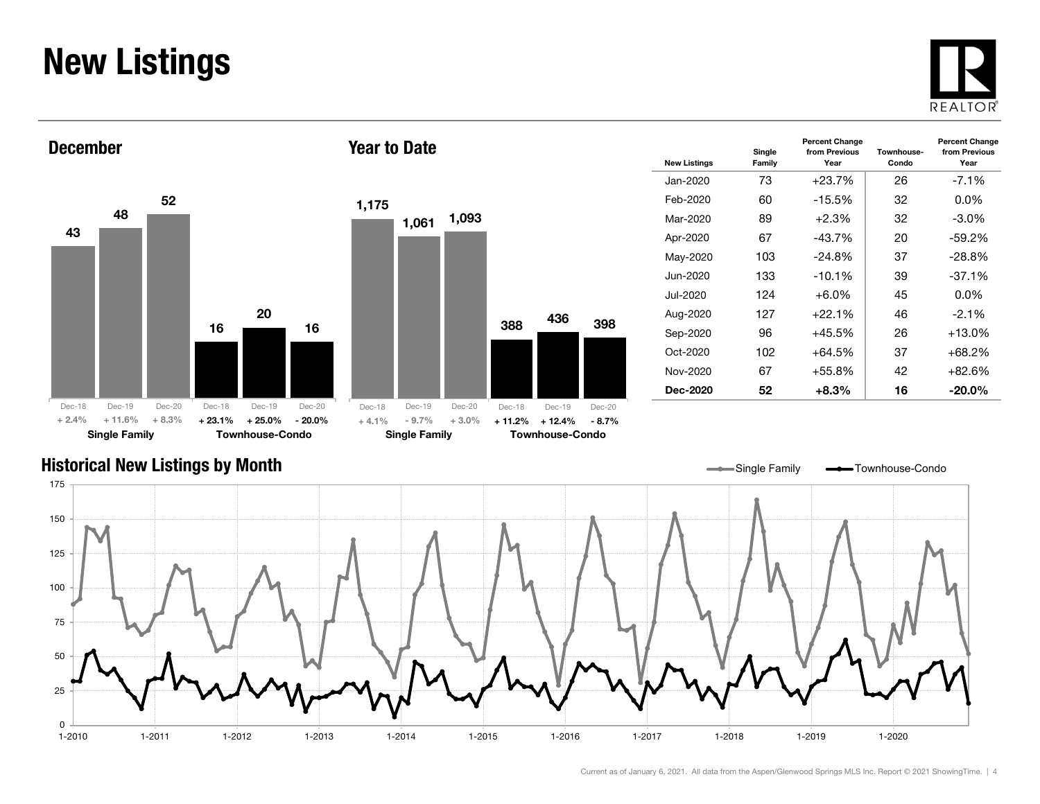# New Listings

## December

| | Dec-18 | Dec-19 | Dec-20 |
|---|---|---|---|
| Single Family | 43 | 48 | 52 |
| Percent Change | + 2.4% | + 11.6% | + 8.3% |
| Townhouse-Condo | 16 | 20 | 16 |
| Percent Change | + 23.1% | + 25.0% | - 20.0% |

## Year to Date

| | Dec-18 | Dec-19 | Dec-20 |
|---|---|---|---|
| Single Family | 1,175 | 1,061 | 1,093 |
| Percent Change | + 4.1% | - 9.7% | + 3.0% |
| Townhouse-Condo | 388 | 436 | 398 |
| Percent Change | + 11.2% | + 12.4% | - 8.7% |

| New Listings | Single Family | Percent Change from Previous Year | Townhouse-Condo | Percent Change from Previous Year |
|---|---|---|---|---|
| Jan-2020 | 73 | +23.7% | 26 | -7.1% |
| Feb-2020 | 60 | -15.5% | 32 | 0.0% |
| Mar-2020 | 89 | +2.3% | 32 | -3.0% |
| Apr-2020 | 67 | -43.7% | 20 | -59.2% |
| May-2020 | 103 | -24.8% | 37 | -28.8% |
| Jun-2020 | 133 | -10.1% | 39 | -37.1% |
| Jul-2020 | 124 | +6.0% | 45 | 0.0% |
| Aug-2020 | 127 | +22.1% | 46 | -2.1% |
| Sep-2020 | 96 | +45.5% | 26 | +13.0% |
| Oct-2020 | 102 | +64.5% | 37 | +68.2% |
| Nov-2020 | 67 | +55.8% | 42 | +82.6% |
| **Dec-2020** | **52** | **+8.3%** | **16** | **-20.0%** |

## Historical New Listings by Month

Single Family — Townhouse-Condo

Current as of January 6, 2021. All data from the Aspen/Glenwood Springs MLS Inc. Report © 2021 ShowingTime.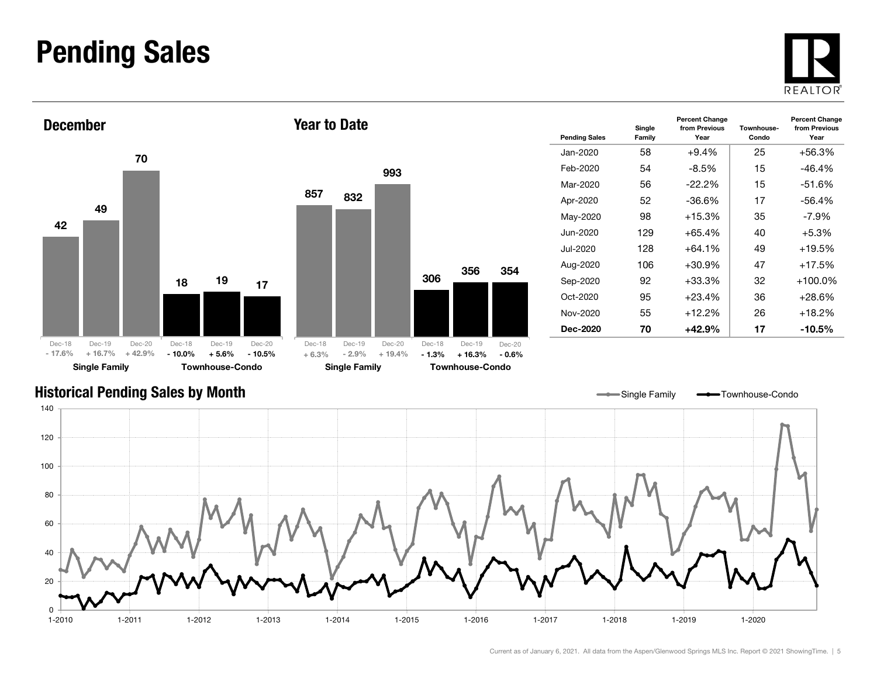# Pending Sales

## December

| | Dec-18 | Dec-19 | Dec-20 |
|---|---|---|---|
| Single Family | 42 | 49 | 70 |
| Percent Change | - 17.6% | + 16.7% | + 42.9% |
| Townhouse-Condo | 18 | 19 | 17 |
| Percent Change | - 10.0% | + 5.6% | - 10.5% |

## Year to Date

| | Dec-18 | Dec-19 | Dec-20 |
|---|---|---|---|
| Single Family | 857 | 832 | 993 |
| Percent Change | + 6.3% | - 2.9% | + 19.4% |
| Townhouse-Condo | 306 | 356 | 354 |
| Percent Change | - 1.3% | + 16.3% | - 0.6% |

| Pending Sales | Single Family | Percent Change from Previous Year | Townhouse-Condo | Percent Change from Previous Year |
|---|---|---|---|---|
| Jan-2020 | 58 | +9.4% | 25 | +56.3% |
| Feb-2020 | 54 | -8.5% | 15 | -46.4% |
| Mar-2020 | 56 | -22.2% | 15 | -51.6% |
| Apr-2020 | 52 | -36.6% | 17 | -56.4% |
| May-2020 | 98 | +15.3% | 35 | -7.9% |
| Jun-2020 | 129 | +65.4% | 40 | +5.3% |
| Jul-2020 | 128 | +64.1% | 49 | +19.5% |
| Aug-2020 | 106 | +30.9% | 47 | +17.5% |
| Sep-2020 | 92 | +33.3% | 32 | +100.0% |
| Oct-2020 | 95 | +23.4% | 36 | +28.6% |
| Nov-2020 | 55 | +12.2% | 26 | +18.2% |
| **Dec-2020** | **70** | **+42.9%** | **17** | **-10.5%** |

## Historical Pending Sales by Month

Single Family — Townhouse-Condo

Current as of January 6, 2021. All data from the Aspen/Glenwood Springs MLS Inc. Report © 2021 ShowingTime.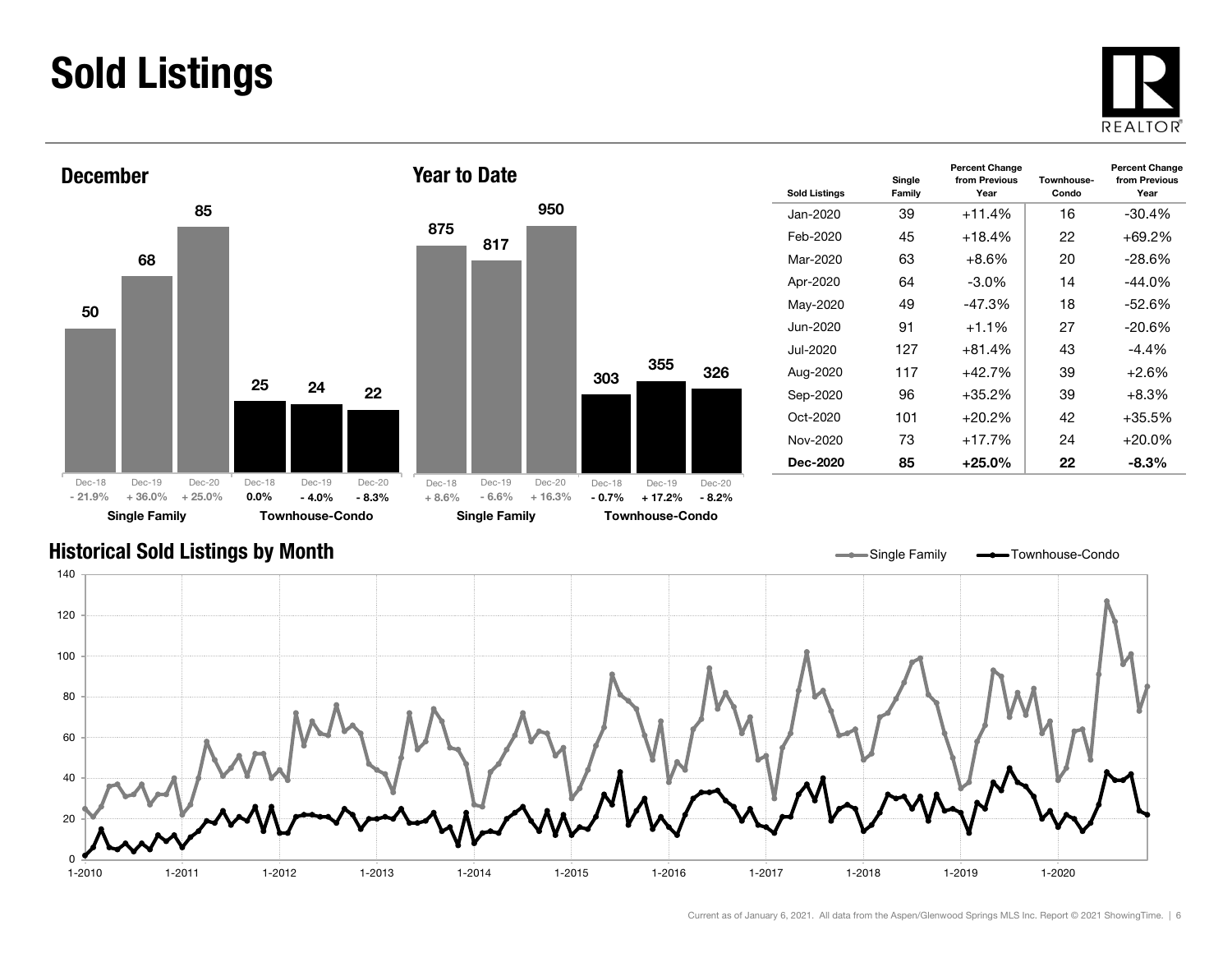# Sold Listings

## December

| | Dec-18 | Dec-19 | Dec-20 |
|---|---|---|---|
| Single Family | 50 | 68 | 85 |
| Percent Change | - 21.9% | + 36.0% | + 25.0% |
| Townhouse-Condo | 25 | 24 | 22 |
| Percent Change | 0.0% | - 4.0% | - 8.3% |

## Year to Date

| | Dec-18 | Dec-19 | Dec-20 |
|---|---|---|---|
| Single Family | 875 | 817 | 950 |
| Percent Change | + 8.6% | - 6.6% | + 16.3% |
| Townhouse-Condo | 303 | 355 | 326 |
| Percent Change | - 0.7% | + 17.2% | - 8.2% |

| Sold Listings | Single Family | Percent Change from Previous Year | Townhouse-Condo | Percent Change from Previous Year |
|---|---|---|---|---|
| Jan-2020 | 39 | +11.4% | 16 | -30.4% |
| Feb-2020 | 45 | +18.4% | 22 | +69.2% |
| Mar-2020 | 63 | +8.6% | 20 | -28.6% |
| Apr-2020 | 64 | -3.0% | 14 | -44.0% |
| May-2020 | 49 | -47.3% | 18 | -52.6% |
| Jun-2020 | 91 | +1.1% | 27 | -20.6% |
| Jul-2020 | 127 | +81.4% | 43 | -4.4% |
| Aug-2020 | 117 | +42.7% | 39 | +2.6% |
| Sep-2020 | 96 | +35.2% | 39 | +8.3% |
| Oct-2020 | 101 | +20.2% | 42 | +35.5% |
| Nov-2020 | 73 | +17.7% | 24 | +20.0% |
| **Dec-2020** | **85** | **+25.0%** | **22** | **-8.3%** |

## Historical Sold Listings by Month

Single Family — Townhouse-Condo

Current as of January 6, 2021. All data from the Aspen/Glenwood Springs MLS Inc. Report © 2021 ShowingTime.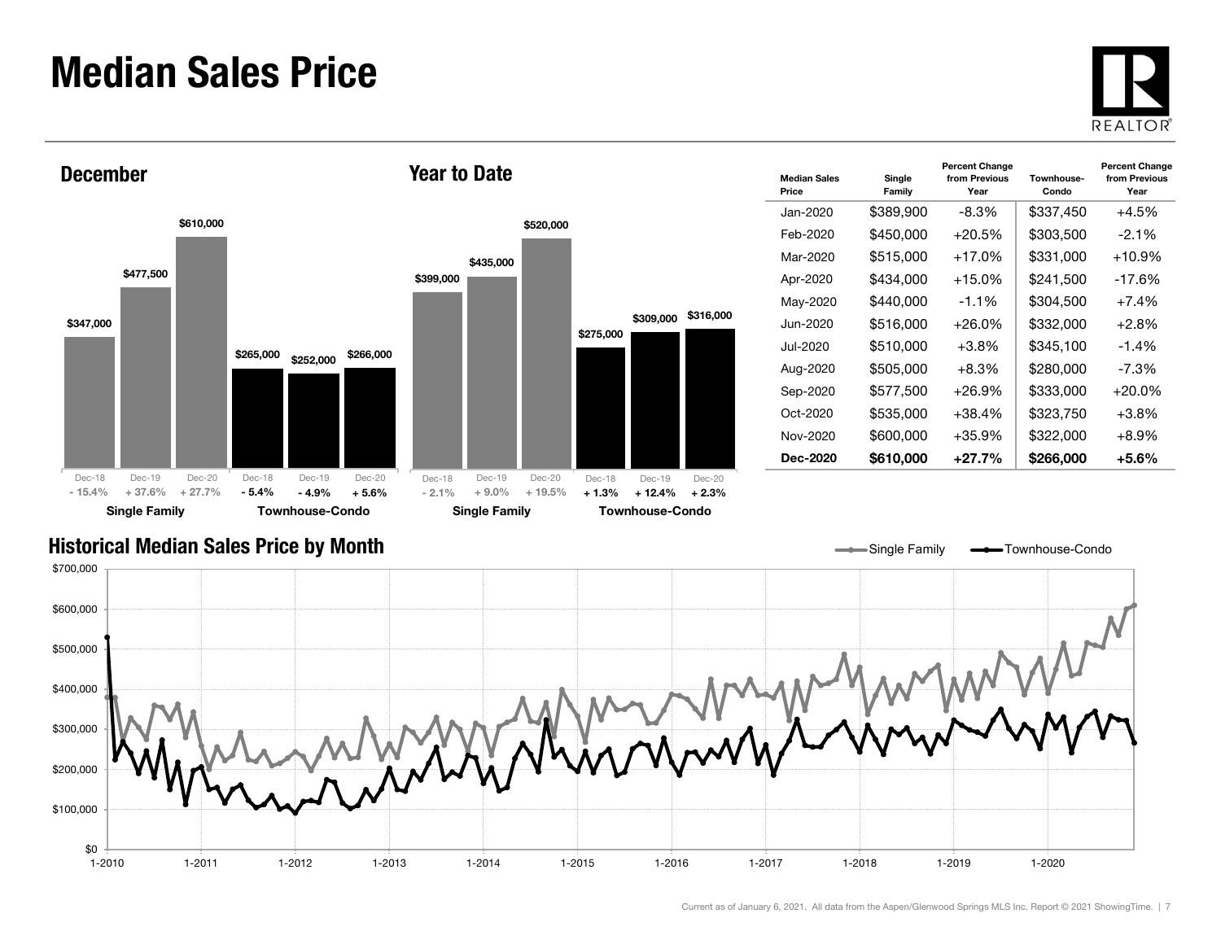# Median Sales Price

## December

| | Dec-18 | Dec-19 | Dec-20 |
|---|---|---|---|
| Single Family | $347,000 (- 15.4%) | $477,500 (+ 37.6%) | $610,000 (+ 27.7%) |
| Townhouse-Condo | $265,000 (- 5.4%) | $252,000 (- 4.9%) | $266,000 (+ 5.6%) |

## Year to Date

| | Dec-18 | Dec-19 | Dec-20 |
|---|---|---|---|
| Single Family | $399,000 (- 2.1%) | $435,000 (+ 9.0%) | $520,000 (+ 19.5%) |
| Townhouse-Condo | $275,000 (+ 1.3%) | $309,000 (+ 12.4%) | $316,000 (+ 2.3%) |

| Median Sales Price | Single Family | Percent Change from Previous Year | Townhouse-Condo | Percent Change from Previous Year |
|---|---|---|---|---|
| Jan-2020 | $389,900 | -8.3% | $337,450 | +4.5% |
| Feb-2020 | $450,000 | +20.5% | $303,500 | -2.1% |
| Mar-2020 | $515,000 | +17.0% | $331,000 | +10.9% |
| Apr-2020 | $434,000 | +15.0% | $241,500 | -17.6% |
| May-2020 | $440,000 | -1.1% | $304,500 | +7.4% |
| Jun-2020 | $516,000 | +26.0% | $332,000 | +2.8% |
| Jul-2020 | $510,000 | +3.8% | $345,100 | -1.4% |
| Aug-2020 | $505,000 | +8.3% | $280,000 | -7.3% |
| Sep-2020 | $577,500 | +26.9% | $333,000 | +20.0% |
| Oct-2020 | $535,000 | +38.4% | $323,750 | +3.8% |
| Nov-2020 | $600,000 | +35.9% | $322,000 | +8.9% |
| **Dec-2020** | **$610,000** | **+27.7%** | **$266,000** | **+5.6%** |

## Historical Median Sales Price by Month

Current as of January 6, 2021. All data from the Aspen/Glenwood Springs MLS Inc. Report © 2021 ShowingTime.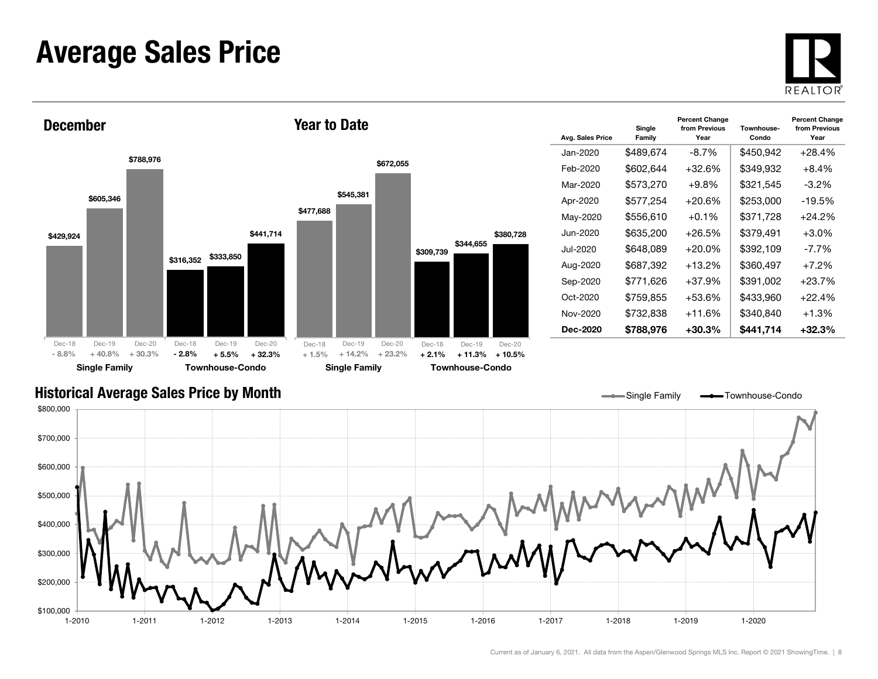# Average Sales Price

## December

| | Dec-18 | Dec-19 | Dec-20 |
|---|---|---|---|
| Single Family | $429,924 | $605,346 | $788,976 |
| | - 8.8% | + 40.8% | + 30.3% |
| Townhouse-Condo | $316,352 | $333,850 | $441,714 |
| | - 2.8% | + 5.5% | + 32.3% |

## Year to Date

| | Dec-18 | Dec-19 | Dec-20 |
|---|---|---|---|
| Single Family | $477,688 | $545,381 | $672,055 |
| | + 1.5% | + 14.2% | + 23.2% |
| Townhouse-Condo | $309,739 | $344,655 | $380,728 |
| | + 2.1% | + 11.3% | + 10.5% |

| Avg. Sales Price | Single Family | Percent Change from Previous Year | Townhouse-Condo | Percent Change from Previous Year |
|---|---|---|---|---|
| Jan-2020 | $489,674 | -8.7% | $450,942 | +28.4% |
| Feb-2020 | $602,644 | +32.6% | $349,932 | +8.4% |
| Mar-2020 | $573,270 | +9.8% | $321,545 | -3.2% |
| Apr-2020 | $577,254 | +20.6% | $253,000 | -19.5% |
| May-2020 | $556,610 | +0.1% | $371,728 | +24.2% |
| Jun-2020 | $635,200 | +26.5% | $379,491 | +3.0% |
| Jul-2020 | $648,089 | +20.0% | $392,109 | -7.7% |
| Aug-2020 | $687,392 | +13.2% | $360,497 | +7.2% |
| Sep-2020 | $771,626 | +37.9% | $391,002 | +23.7% |
| Oct-2020 | $759,855 | +53.6% | $433,960 | +22.4% |
| Nov-2020 | $732,838 | +11.6% | $340,840 | +1.3% |
| **Dec-2020** | **$788,976** | **+30.3%** | **$441,714** | **+32.3%** |

## Historical Average Sales Price by Month

Single Family / Townhouse-Condo

Current as of January 6, 2021. All data from the Aspen/Glenwood Springs MLS Inc. Report © 2021 ShowingTime.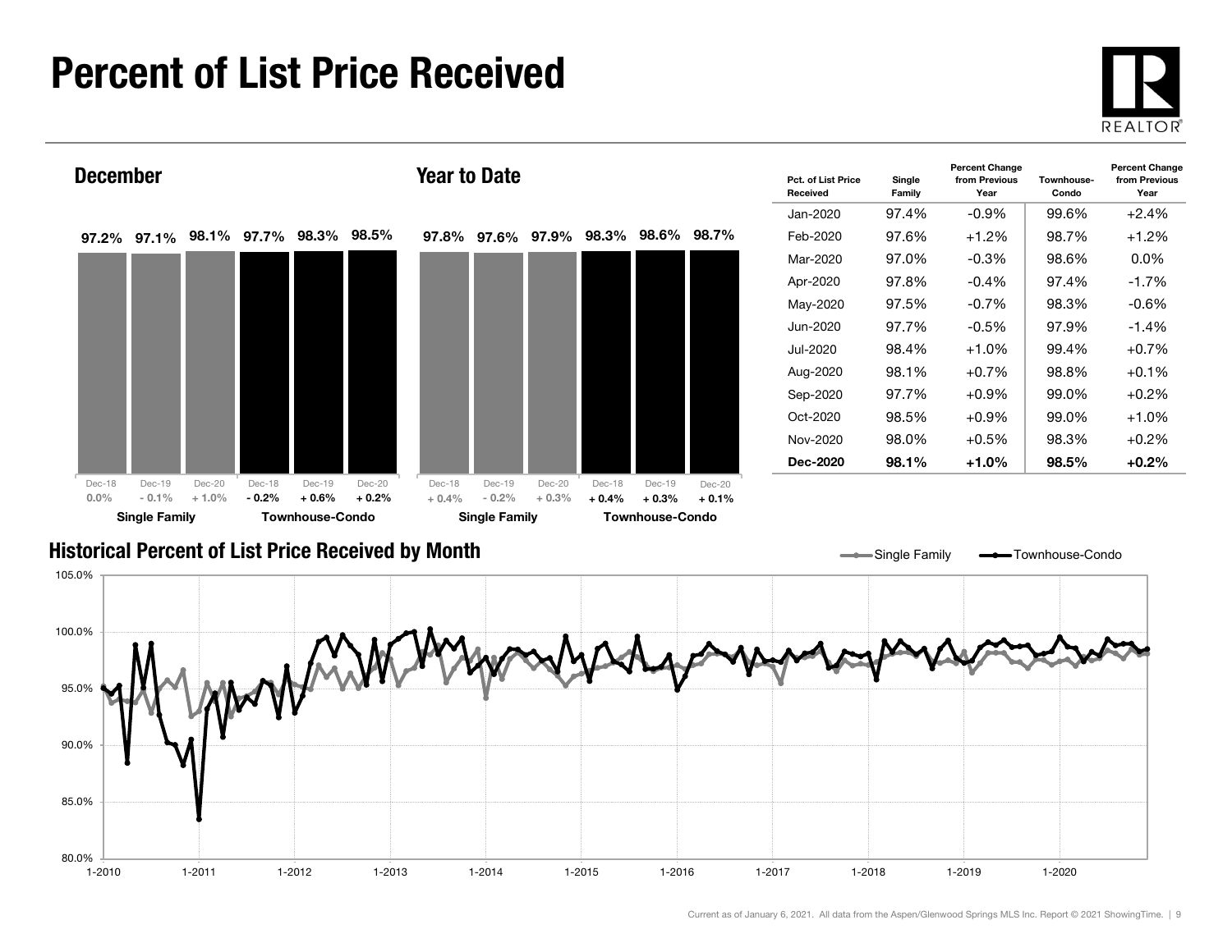# Percent of List Price Received

## December

| | Dec-18 | Dec-19 | Dec-20 |
|---|---|---|---|
| Single Family | 97.2% | 97.1% | 98.1% |
| Change | 0.0% | - 0.1% | + 1.0% |
| Townhouse-Condo | 97.7% | 98.3% | 98.5% |
| Change | - 0.2% | + 0.6% | + 0.2% |

## Year to Date

| | Dec-18 | Dec-19 | Dec-20 |
|---|---|---|---|
| Single Family | 97.8% | 97.6% | 97.9% |
| Change | + 0.4% | - 0.2% | + 0.3% |
| Townhouse-Condo | 98.3% | 98.6% | 98.7% |
| Change | + 0.4% | + 0.3% | + 0.1% |

| Pct. of List Price Received | Single Family | Percent Change from Previous Year | Townhouse-Condo | Percent Change from Previous Year |
|---|---|---|---|---|
| Jan-2020 | 97.4% | -0.9% | 99.6% | +2.4% |
| Feb-2020 | 97.6% | +1.2% | 98.7% | +1.2% |
| Mar-2020 | 97.0% | -0.3% | 98.6% | 0.0% |
| Apr-2020 | 97.8% | -0.4% | 97.4% | -1.7% |
| May-2020 | 97.5% | -0.7% | 98.3% | -0.6% |
| Jun-2020 | 97.7% | -0.5% | 97.9% | -1.4% |
| Jul-2020 | 98.4% | +1.0% | 99.4% | +0.7% |
| Aug-2020 | 98.1% | +0.7% | 98.8% | +0.1% |
| Sep-2020 | 97.7% | +0.9% | 99.0% | +0.2% |
| Oct-2020 | 98.5% | +0.9% | 99.0% | +1.0% |
| Nov-2020 | 98.0% | +0.5% | 98.3% | +0.2% |
| **Dec-2020** | **98.1%** | **+1.0%** | **98.5%** | **+0.2%** |

## Historical Percent of List Price Received by Month

Single Family — Townhouse-Condo

Current as of January 6, 2021. All data from the Aspen/Glenwood Springs MLS Inc. Report © 2021 ShowingTime.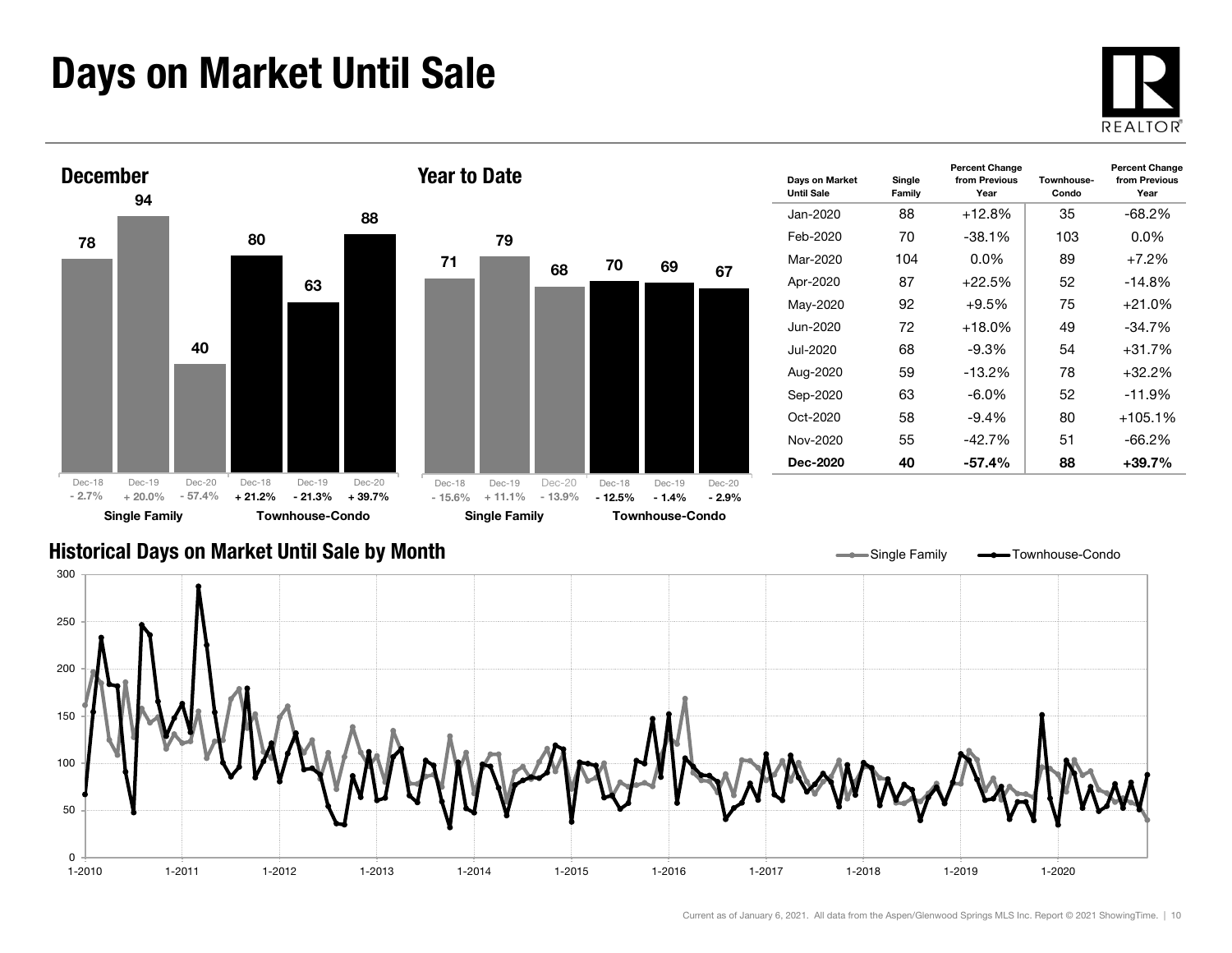# Days on Market Until Sale

## December

| | Dec-18 | Dec-19 | Dec-20 |
|---|---|---|---|
| Single Family | 78 | 94 | 40 |
| | - 2.7% | + 20.0% | - 57.4% |
| Townhouse-Condo | 80 | 63 | 88 |
| | + 21.2% | - 21.3% | + 39.7% |

## Year to Date

| | Dec-18 | Dec-19 | Dec-20 |
|---|---|---|---|
| Single Family | 71 | 79 | 68 |
| | - 15.6% | + 11.1% | - 13.9% |
| Townhouse-Condo | 70 | 69 | 67 |
| | - 12.5% | - 1.4% | - 2.9% |

| Days on Market Until Sale | Single Family | Percent Change from Previous Year | Townhouse-Condo | Percent Change from Previous Year |
|---|---|---|---|---|
| Jan-2020 | 88 | +12.8% | 35 | -68.2% |
| Feb-2020 | 70 | -38.1% | 103 | 0.0% |
| Mar-2020 | 104 | 0.0% | 89 | +7.2% |
| Apr-2020 | 87 | +22.5% | 52 | -14.8% |
| May-2020 | 92 | +9.5% | 75 | +21.0% |
| Jun-2020 | 72 | +18.0% | 49 | -34.7% |
| Jul-2020 | 68 | -9.3% | 54 | +31.7% |
| Aug-2020 | 59 | -13.2% | 78 | +32.2% |
| Sep-2020 | 63 | -6.0% | 52 | -11.9% |
| Oct-2020 | 58 | -9.4% | 80 | +105.1% |
| Nov-2020 | 55 | -42.7% | 51 | -66.2% |
| **Dec-2020** | **40** | **-57.4%** | **88** | **+39.7%** |

## Historical Days on Market Until Sale by Month

Current as of January 6, 2021. All data from the Aspen/Glenwood Springs MLS Inc. Report © 2021 ShowingTime.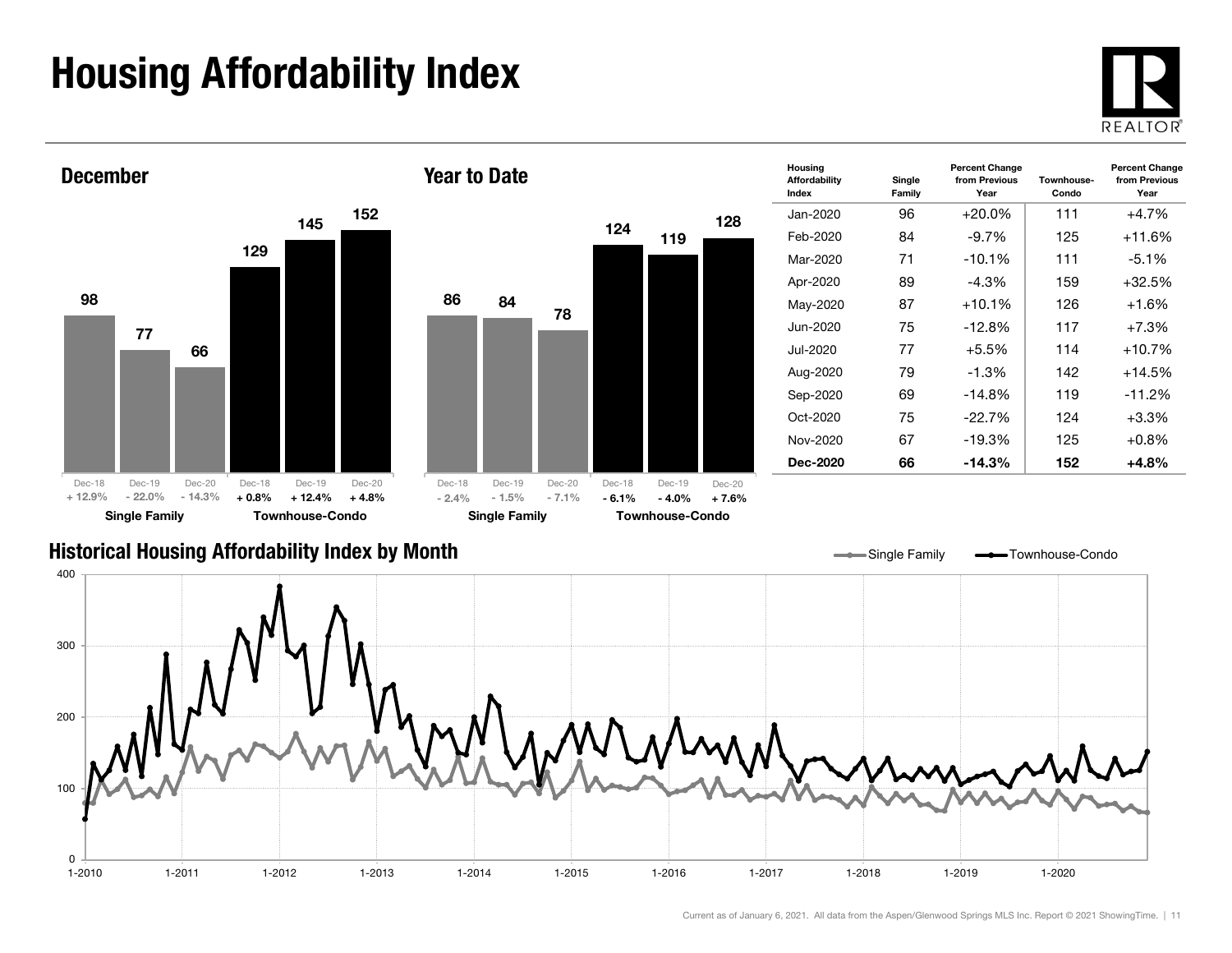# Housing Affordability Index

## December

| | Dec-18 | Dec-19 | Dec-20 |
|---|---|---|---|
| Single Family | 98 | 77 | 66 |
| Percent change | + 12.9% | - 22.0% | - 14.3% |
| Townhouse-Condo | 129 | 145 | 152 |
| Percent change | + 0.8% | + 12.4% | + 4.8% |

## Year to Date

| | Dec-18 | Dec-19 | Dec-20 |
|---|---|---|---|
| Single Family | 86 | 84 | 78 |
| Percent change | - 2.4% | - 1.5% | - 7.1% |
| Townhouse-Condo | 124 | 119 | 128 |
| Percent change | - 6.1% | - 4.0% | + 7.6% |

| Housing Affordability Index | Single Family | Percent Change from Previous Year | Townhouse-Condo | Percent Change from Previous Year |
|---|---|---|---|---|
| Jan-2020 | 96 | +20.0% | 111 | +4.7% |
| Feb-2020 | 84 | -9.7% | 125 | +11.6% |
| Mar-2020 | 71 | -10.1% | 111 | -5.1% |
| Apr-2020 | 89 | -4.3% | 159 | +32.5% |
| May-2020 | 87 | +10.1% | 126 | +1.6% |
| Jun-2020 | 75 | -12.8% | 117 | +7.3% |
| Jul-2020 | 77 | +5.5% | 114 | +10.7% |
| Aug-2020 | 79 | -1.3% | 142 | +14.5% |
| Sep-2020 | 69 | -14.8% | 119 | -11.2% |
| Oct-2020 | 75 | -22.7% | 124 | +3.3% |
| Nov-2020 | 67 | -19.3% | 125 | +0.8% |
| **Dec-2020** | **66** | **-14.3%** | **152** | **+4.8%** |

## Historical Housing Affordability Index by Month

Current as of January 6, 2021. All data from the Aspen/Glenwood Springs MLS Inc. Report © 2021 ShowingTime.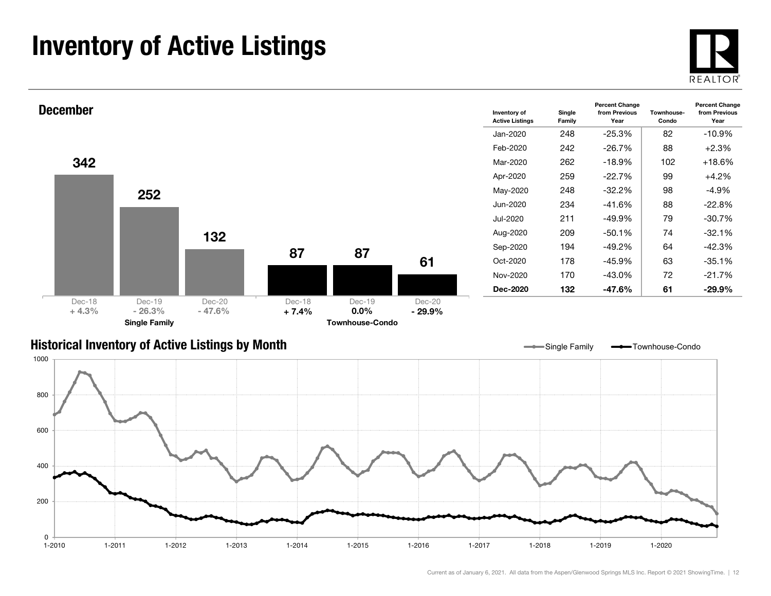# Inventory of Active Listings

## December

| | Dec-18 | Dec-19 | Dec-20 |
|---|---|---|---|
| Single Family | 342 | 252 | 132 |
| Percent Change | + 4.3% | - 26.3% | - 47.6% |
| Townhouse-Condo | 87 | 87 | 61 |
| Percent Change | + 7.4% | 0.0% | - 29.9% |

| Inventory of Active Listings | Single Family | Percent Change from Previous Year | Townhouse-Condo | Percent Change from Previous Year |
|---|---|---|---|---|
| Jan-2020 | 248 | -25.3% | 82 | -10.9% |
| Feb-2020 | 242 | -26.7% | 88 | +2.3% |
| Mar-2020 | 262 | -18.9% | 102 | +18.6% |
| Apr-2020 | 259 | -22.7% | 99 | +4.2% |
| May-2020 | 248 | -32.2% | 98 | -4.9% |
| Jun-2020 | 234 | -41.6% | 88 | -22.8% |
| Jul-2020 | 211 | -49.9% | 79 | -30.7% |
| Aug-2020 | 209 | -50.1% | 74 | -32.1% |
| Sep-2020 | 194 | -49.2% | 64 | -42.3% |
| Oct-2020 | 178 | -45.9% | 63 | -35.1% |
| Nov-2020 | 170 | -43.0% | 72 | -21.7% |
| **Dec-2020** | **132** | **-47.6%** | **61** | **-29.9%** |

## Historical Inventory of Active Listings by Month

Single Family — Townhouse-Condo

Current as of January 6, 2021. All data from the Aspen/Glenwood Springs MLS Inc. Report © 2021 ShowingTime.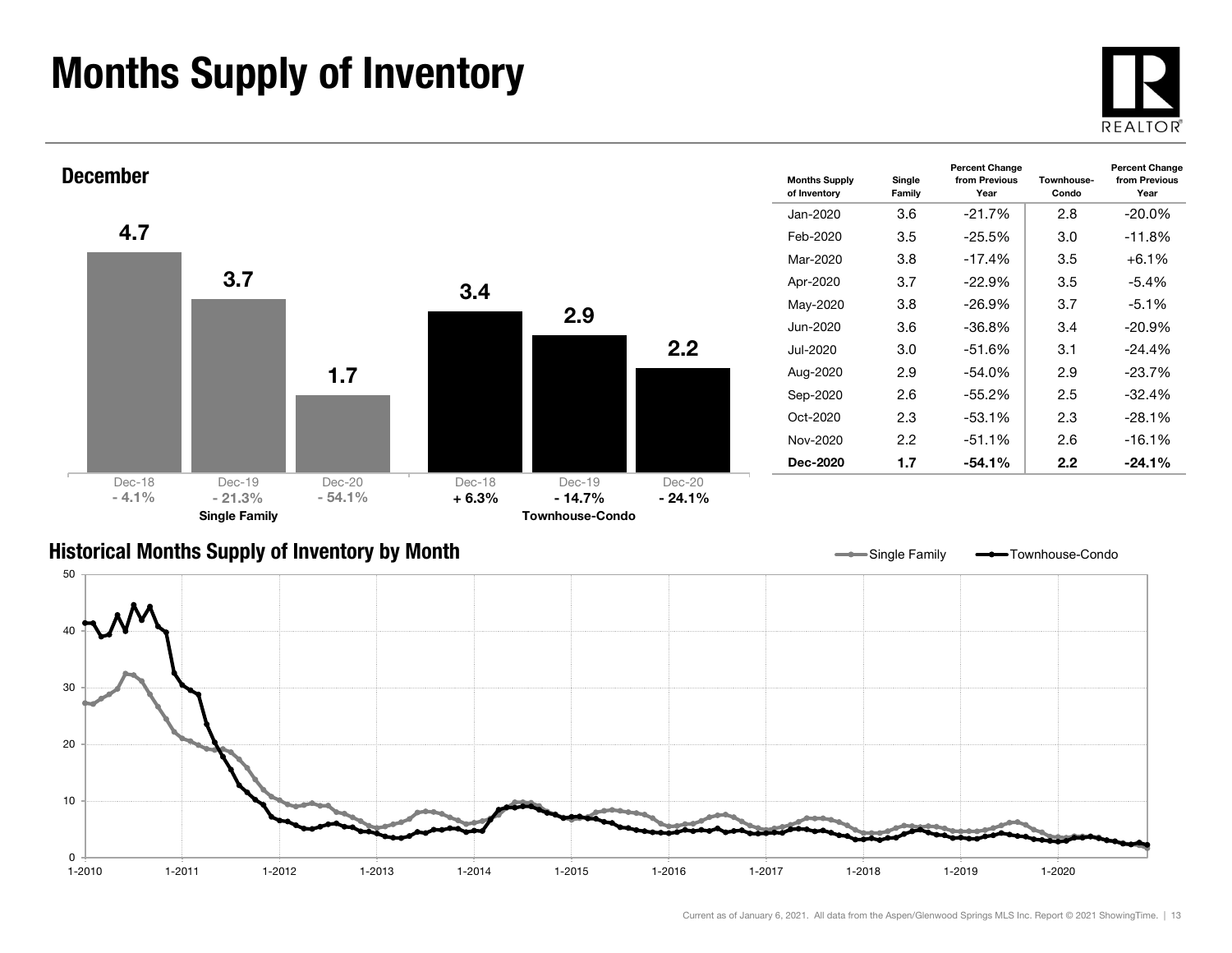# Months Supply of Inventory

## December

| | Dec-18 | Dec-19 | Dec-20 |
|---|---|---|---|
| Single Family | 4.7 | 3.7 | 1.7 |
| Percent Change | - 4.1% | - 21.3% | - 54.1% |
| Townhouse-Condo | 3.4 | 2.9 | 2.2 |
| Percent Change | + 6.3% | - 14.7% | - 24.1% |

| Months Supply of Inventory | Single Family | Percent Change from Previous Year | Townhouse-Condo | Percent Change from Previous Year |
|---|---|---|---|---|
| Jan-2020 | 3.6 | -21.7% | 2.8 | -20.0% |
| Feb-2020 | 3.5 | -25.5% | 3.0 | -11.8% |
| Mar-2020 | 3.8 | -17.4% | 3.5 | +6.1% |
| Apr-2020 | 3.7 | -22.9% | 3.5 | -5.4% |
| May-2020 | 3.8 | -26.9% | 3.7 | -5.1% |
| Jun-2020 | 3.6 | -36.8% | 3.4 | -20.9% |
| Jul-2020 | 3.0 | -51.6% | 3.1 | -24.4% |
| Aug-2020 | 2.9 | -54.0% | 2.9 | -23.7% |
| Sep-2020 | 2.6 | -55.2% | 2.5 | -32.4% |
| Oct-2020 | 2.3 | -53.1% | 2.3 | -28.1% |
| Nov-2020 | 2.2 | -51.1% | 2.6 | -16.1% |
| **Dec-2020** | **1.7** | **-54.1%** | **2.2** | **-24.1%** |

## Historical Months Supply of Inventory by Month

Current as of January 6, 2021. All data from the Aspen/Glenwood Springs MLS Inc. Report © 2021 ShowingTime.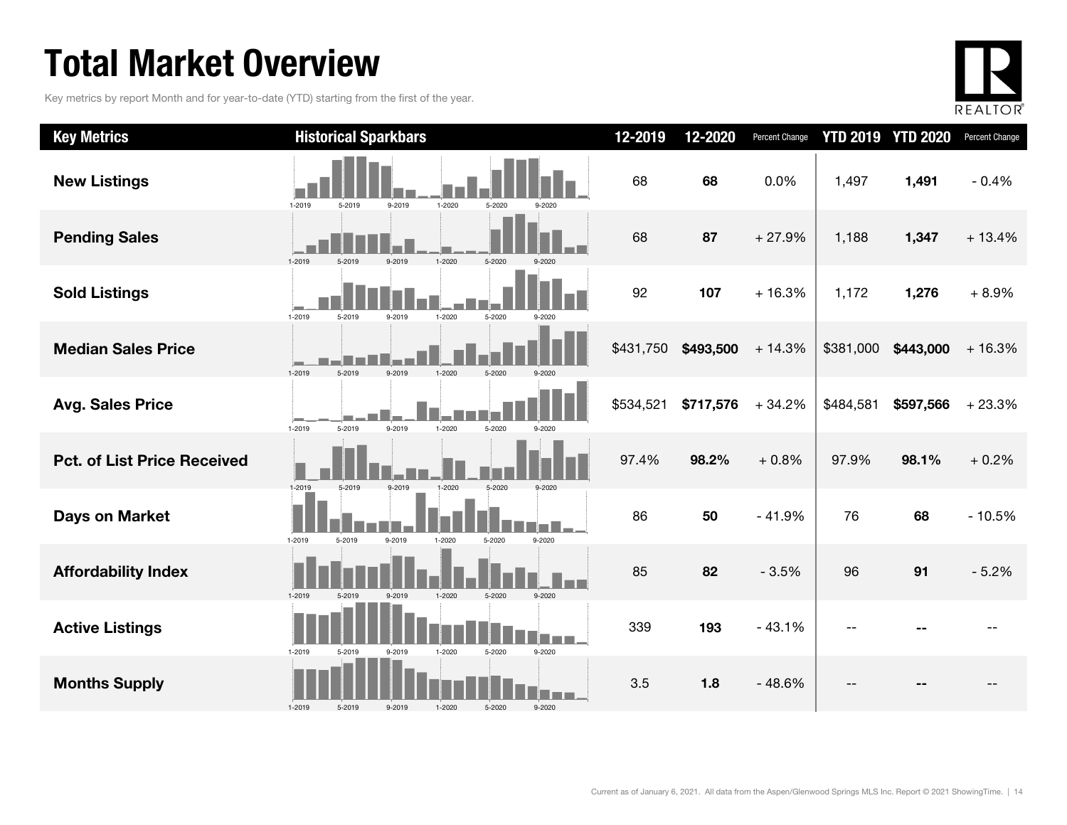# Total Market Overview

Key metrics by report Month and for year-to-date (YTD) starting from the first of the year.

| Key Metrics | Historical Sparkbars | 12-2019 | 12-2020 | Percent Change | YTD 2019 | YTD 2020 | Percent Change |
|---|---|---|---|---|---|---|---|
| New Listings | | 68 | **68** | 0.0% | 1,497 | **1,491** | - 0.4% |
| Pending Sales | | 68 | **87** | + 27.9% | 1,188 | **1,347** | + 13.4% |
| Sold Listings | | 92 | **107** | + 16.3% | 1,172 | **1,276** | + 8.9% |
| Median Sales Price | | $431,750 | **$493,500** | + 14.3% | $381,000 | **$443,000** | + 16.3% |
| Avg. Sales Price | | $534,521 | **$717,576** | + 34.2% | $484,581 | **$597,566** | + 23.3% |
| Pct. of List Price Received | | 97.4% | **98.2%** | + 0.8% | 97.9% | **98.1%** | + 0.2% |
| Days on Market | | 86 | **50** | - 41.9% | 76 | **68** | - 10.5% |
| Affordability Index | | 85 | **82** | - 3.5% | 96 | **91** | - 5.2% |
| Active Listings | | 339 | **193** | - 43.1% | -- | -- | -- |
| Months Supply | | 3.5 | **1.8** | - 48.6% | -- | -- | -- |

Current as of January 6, 2021. All data from the Aspen/Glenwood Springs MLS Inc. Report © 2021 ShowingTime.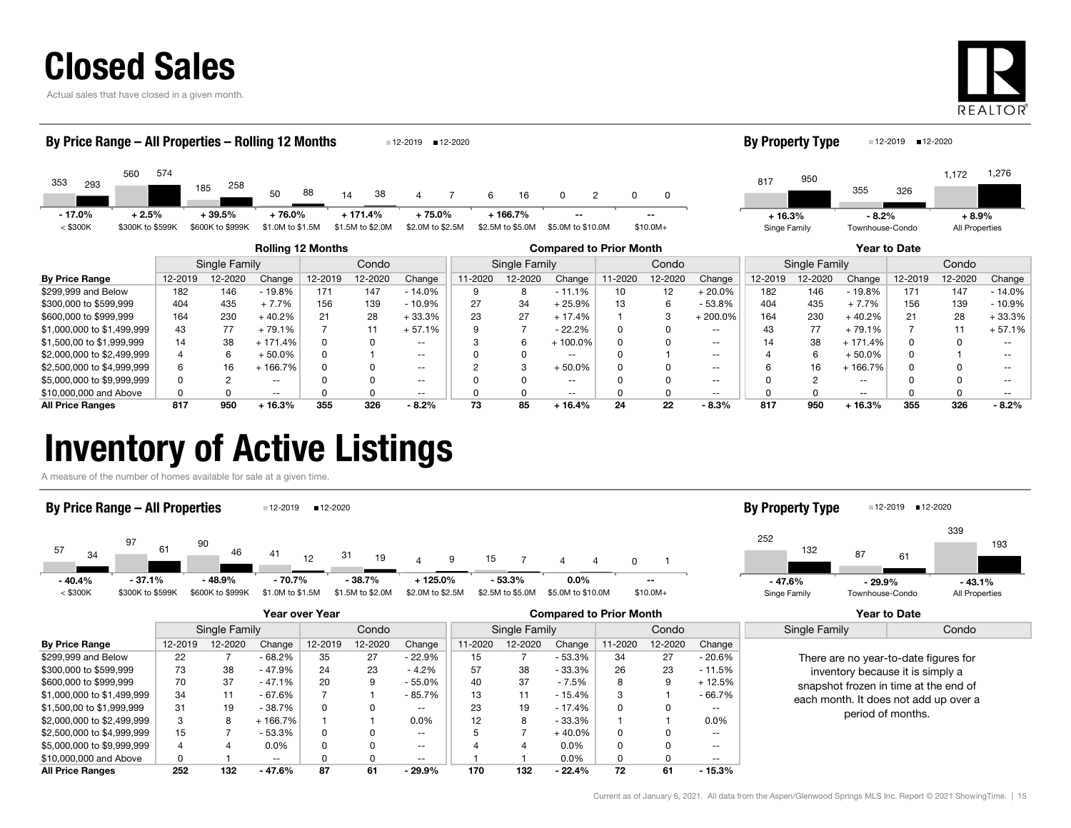# Closed Sales

Actual sales that have closed in a given month.

### By Price Range – All Properties – Rolling 12 Months

| Price Range | 12-2019 | 12-2020 | Change |
|---|---|---|---|
| < $300K | 353 | 293 | - 17.0% |
| $300K to $599K | 560 | 574 | + 2.5% |
| $600K to $999K | 185 | 258 | + 39.5% |
| $1.0M to $1.5M | 50 | 88 | + 76.0% |
| $1.5M to $2.0M | 14 | 38 | + 171.4% |
| $2.0M to $2.5M | 4 | 7 | + 75.0% |
| $2.5M to $5.0M | 6 | 16 | + 166.7% |
| $5.0M to $10.0M | 0 | 2 | -- |
| $10.0M+ | 0 | 0 | -- |

### By Property Type

| Property Type | 12-2019 | 12-2020 | Change |
|---|---|---|---|
| Singe Family | 817 | 950 | + 16.3% |
| Townhouse-Condo | 355 | 326 | - 8.2% |
| All Properties | 1,172 | 1,276 | + 8.9% |

| | Rolling 12 Months | | | | | | Compared to Prior Month | | | | | | Year to Date | | | | | |
|---|---|---|---|---|---|---|---|---|---|---|---|---|---|---|---|---|---|---|
| | Single Family | | | Condo | | | Single Family | | | Condo | | | Single Family | | | Condo | | |
| By Price Range | 12-2019 | 12-2020 | Change | 12-2019 | 12-2020 | Change | 11-2020 | 12-2020 | Change | 11-2020 | 12-2020 | Change | 12-2019 | 12-2020 | Change | 12-2019 | 12-2020 | Change |
| $299,999 and Below | 182 | 146 | - 19.8% | 171 | 147 | - 14.0% | 9 | 8 | - 11.1% | 10 | 12 | + 20.0% | 182 | 146 | - 19.8% | 171 | 147 | - 14.0% |
| $300,000 to $599,999 | 404 | 435 | + 7.7% | 156 | 139 | - 10.9% | 27 | 34 | + 25.9% | 13 | 6 | - 53.8% | 404 | 435 | + 7.7% | 156 | 139 | - 10.9% |
| $600,000 to $999,999 | 164 | 230 | + 40.2% | 21 | 28 | + 33.3% | 23 | 27 | + 17.4% | 1 | 3 | + 200.0% | 164 | 230 | + 40.2% | 21 | 28 | + 33.3% |
| $1,000,000 to $1,499,999 | 43 | 77 | + 79.1% | 7 | 11 | + 57.1% | 9 | 7 | - 22.2% | 0 | 0 | -- | 43 | 77 | + 79.1% | 7 | 11 | + 57.1% |
| $1,500,00 to $1,999,999 | 14 | 38 | + 171.4% | 0 | 0 | -- | 3 | 6 | + 100.0% | 0 | 0 | -- | 14 | 38 | + 171.4% | 0 | 0 | -- |
| $2,000,000 to $2,499,999 | 4 | 6 | + 50.0% | 0 | 1 | -- | 0 | 0 | -- | 0 | 1 | -- | 4 | 6 | + 50.0% | 0 | 1 | -- |
| $2,500,000 to $4,999,999 | 6 | 16 | + 166.7% | 0 | 0 | -- | 2 | 3 | + 50.0% | 0 | 0 | -- | 6 | 16 | + 166.7% | 0 | 0 | -- |
| $5,000,000 to $9,999,999 | 0 | 2 | -- | 0 | 0 | -- | 0 | 0 | -- | 0 | 0 | -- | 0 | 2 | -- | 0 | 0 | -- |
| $10,000,000 and Above | 0 | 0 | -- | 0 | 0 | -- | 0 | 0 | -- | 0 | 0 | -- | 0 | 0 | -- | 0 | 0 | -- |
| **All Price Ranges** | **817** | **950** | **+ 16.3%** | **355** | **326** | **- 8.2%** | **73** | **85** | **+ 16.4%** | **24** | **22** | **- 8.3%** | **817** | **950** | **+ 16.3%** | **355** | **326** | **- 8.2%** |

# Inventory of Active Listings

A measure of the number of homes available for sale at a given time.

### By Price Range – All Properties

| Price Range | 12-2019 | 12-2020 | Change |
|---|---|---|---|
| < $300K | 57 | 34 | - 40.4% |
| $300K to $599K | 97 | 61 | - 37.1% |
| $600K to $999K | 90 | 46 | - 48.9% |
| $1.0M to $1.5M | 41 | 12 | - 70.7% |
| $1.5M to $2.0M | 31 | 19 | - 38.7% |
| $2.0M to $2.5M | 4 | 9 | + 125.0% |
| $2.5M to $5.0M | 15 | 7 | - 53.3% |
| $5.0M to $10.0M | 4 | 4 | 0.0% |
| $10.0M+ | 0 | 1 | -- |

### By Property Type

| Property Type | 12-2019 | 12-2020 | Change |
|---|---|---|---|
| Single Family | 252 | 132 | - 47.6% |
| Townhouse-Condo | 87 | 61 | - 29.9% |
| All Properties | 339 | 193 | - 43.1% |

| | Year over Year | | | | | | Compared to Prior Month | | | | | |
|---|---|---|---|---|---|---|---|---|---|---|---|---|
| | Single Family | | | Condo | | | Single Family | | | Condo | | |
| By Price Range | 12-2019 | 12-2020 | Change | 12-2019 | 12-2020 | Change | 11-2020 | 12-2020 | Change | 11-2020 | 12-2020 | Change |
| $299,999 and Below | 22 | 7 | - 68.2% | 35 | 27 | - 22.9% | 15 | 7 | - 53.3% | 34 | 27 | - 20.6% |
| $300,000 to $599,999 | 73 | 38 | - 47.9% | 24 | 23 | - 4.2% | 57 | 38 | - 33.3% | 26 | 23 | - 11.5% |
| $600,000 to $999,999 | 70 | 37 | - 47.1% | 20 | 9 | - 55.0% | 40 | 37 | - 7.5% | 8 | 9 | + 12.5% |
| $1,000,000 to $1,499,999 | 34 | 11 | - 67.6% | 7 | 1 | - 85.7% | 13 | 11 | - 15.4% | 3 | 1 | - 66.7% |
| $1,500,00 to $1,999,999 | 31 | 19 | - 38.7% | 0 | 0 | -- | 23 | 19 | - 17.4% | 0 | 0 | -- |
| $2,000,000 to $2,499,999 | 3 | 8 | + 166.7% | 1 | 1 | 0.0% | 12 | 8 | - 33.3% | 1 | 1 | 0.0% |
| $2,500,000 to $4,999,999 | 15 | 7 | - 53.3% | 0 | 0 | -- | 5 | 7 | + 40.0% | 0 | 0 | -- |
| $5,000,000 to $9,999,999 | 4 | 4 | 0.0% | 0 | 0 | -- | 4 | 4 | 0.0% | 0 | 0 | -- |
| $10,000,000 and Above | 0 | 1 | -- | 0 | 0 | -- | 1 | 1 | 0.0% | 0 | 0 | -- |
| **All Price Ranges** | **252** | **132** | **- 47.6%** | **87** | **61** | **- 29.9%** | **170** | **132** | **- 22.4%** | **72** | **61** | **- 15.3%** |

**Year to Date**

| Single Family | Condo |
|---|---|

There are no year-to-date figures for inventory because it is simply a snapshot frozen in time at the end of each month. It does not add up over a period of months.

Current as of January 6, 2021. All data from the Aspen/Glenwood Springs MLS Inc. Report © 2021 ShowingTime.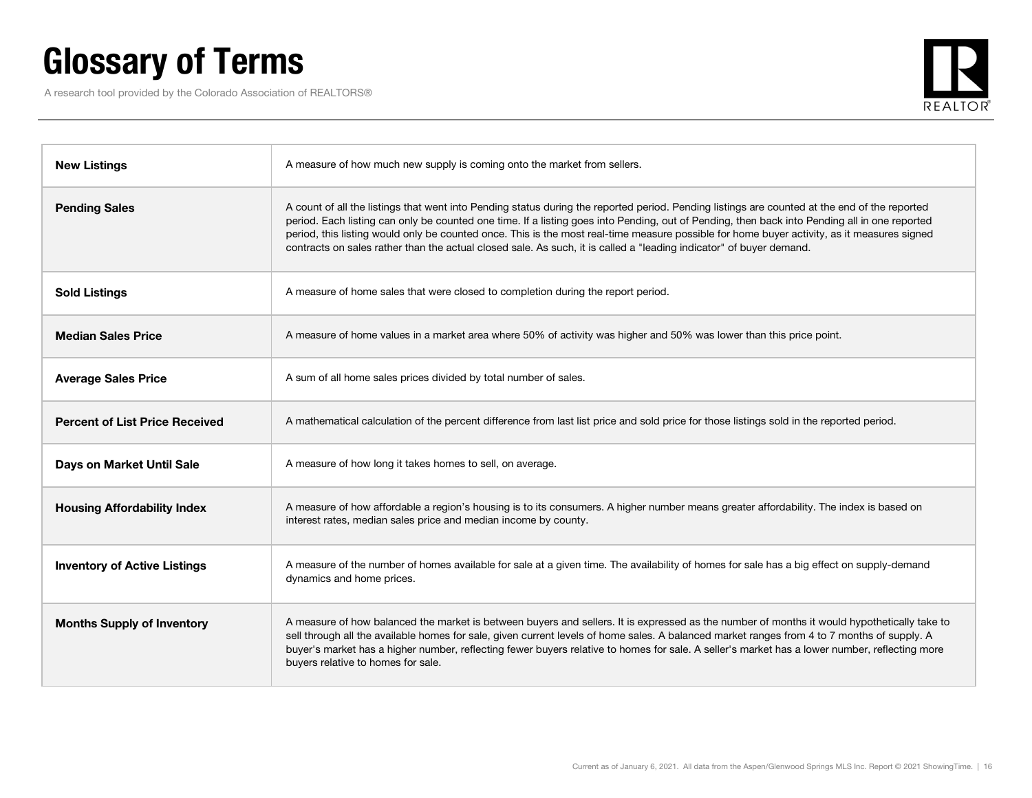# Glossary of Terms

A research tool provided by the Colorado Association of REALTORS®

| | |
|---|---|
| **New Listings** | A measure of how much new supply is coming onto the market from sellers. |
| **Pending Sales** | A count of all the listings that went into Pending status during the reported period. Pending listings are counted at the end of the reported period. Each listing can only be counted one time. If a listing goes into Pending, out of Pending, then back into Pending all in one reported period, this listing would only be counted once. This is the most real-time measure possible for home buyer activity, as it measures signed contracts on sales rather than the actual closed sale. As such, it is called a "leading indicator" of buyer demand. |
| **Sold Listings** | A measure of home sales that were closed to completion during the report period. |
| **Median Sales Price** | A measure of home values in a market area where 50% of activity was higher and 50% was lower than this price point. |
| **Average Sales Price** | A sum of all home sales prices divided by total number of sales. |
| **Percent of List Price Received** | A mathematical calculation of the percent difference from last list price and sold price for those listings sold in the reported period. |
| **Days on Market Until Sale** | A measure of how long it takes homes to sell, on average. |
| **Housing Affordability Index** | A measure of how affordable a region's housing is to its consumers. A higher number means greater affordability. The index is based on interest rates, median sales price and median income by county. |
| **Inventory of Active Listings** | A measure of the number of homes available for sale at a given time. The availability of homes for sale has a big effect on supply-demand dynamics and home prices. |
| **Months Supply of Inventory** | A measure of how balanced the market is between buyers and sellers. It is expressed as the number of months it would hypothetically take to sell through all the available homes for sale, given current levels of home sales. A balanced market ranges from 4 to 7 months of supply. A buyer's market has a higher number, reflecting fewer buyers relative to homes for sale. A seller's market has a lower number, reflecting more buyers relative to homes for sale. |

Current as of January 6, 2021. All data from the Aspen/Glenwood Springs MLS Inc. Report © 2021 ShowingTime.